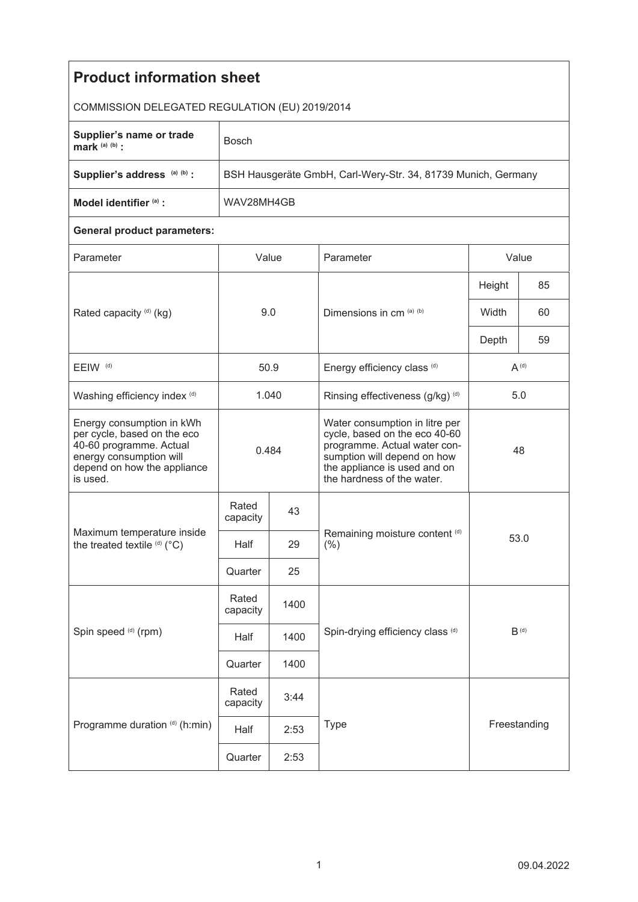# Product information sheet

COMMISSION DELEGATED REGULATION (EU) 2019/2014

| | |
|---|---|
| **Supplier's name or trade mark** [(a) (b)] **:** | Bosch |
| **Supplier's address** [(a) (b)] **:** | BSH Hausgeräte GmbH, Carl-Wery-Str. 34, 81739 Munich, Germany |
| **Model identifier** [(a)] **:** | WAV28MH4GB |

**General product parameters:**

| Parameter | Value | | Parameter | Value | |
|---|---|---|---|---|---|
| Rated capacity [(d)] (kg) | 9.0 | | Dimensions in cm [(a) (b)] | Height | 85 |
| | | | | Width | 60 |
| | | | | Depth | 59 |
| EEIW [(d)] | 50.9 | | Energy efficiency class [(d)] | A [(d)] | |
| Washing efficiency index [(d)] | 1.040 | | Rinsing effectiveness (g/kg) [(d)] | 5.0 | |
| Energy consumption in kWh per cycle, based on the eco 40-60 programme. Actual energy consumption will depend on how the appliance is used. | 0.484 | | Water consumption in litre per cycle, based on the eco 40-60 programme. Actual water consumption will depend on how the appliance is used and on the hardness of the water. | 48 | |
| Maximum temperature inside the treated textile [(d)] (°C) | Rated capacity | 43 | Remaining moisture content [(d)] (%) | 53.0 | |
| | Half | 29 | | | |
| | Quarter | 25 | | | |
| Spin speed [(d)] (rpm) | Rated capacity | 1400 | Spin-drying efficiency class [(d)] | B [(d)] | |
| | Half | 1400 | | | |
| | Quarter | 1400 | | | |
| Programme duration [(d)] (h:min) | Rated capacity | 3:44 | Type | Freestanding | |
| | Half | 2:53 | | | |
| | Quarter | 2:53 | | | |

09.04.2022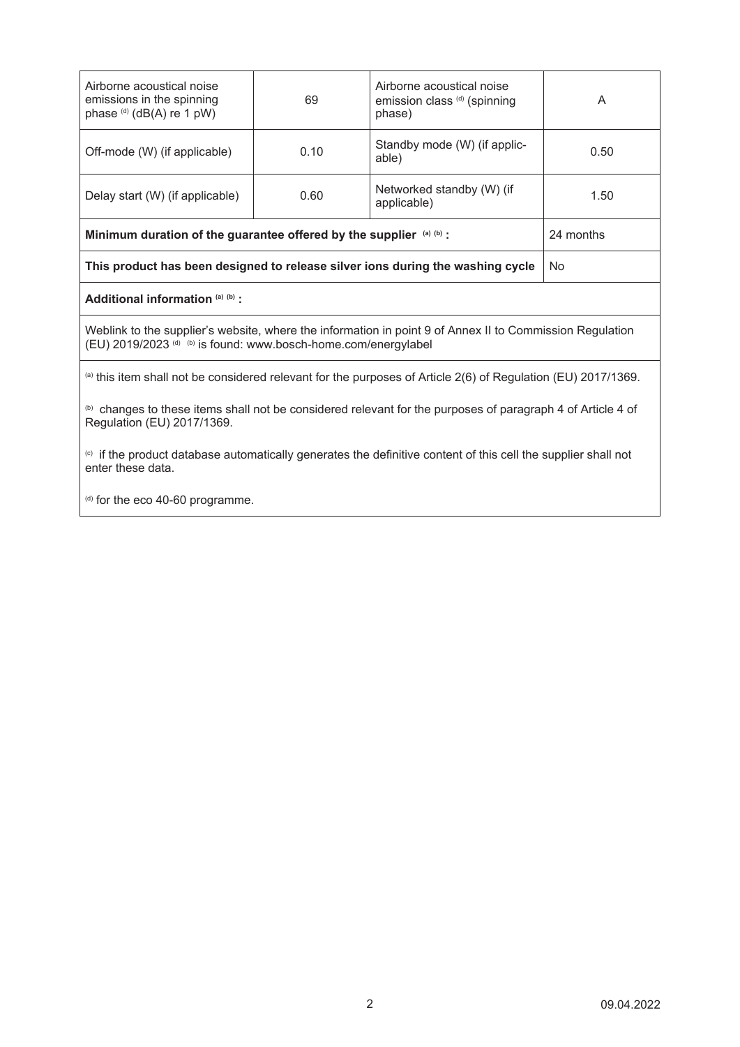| | | | |
|---|---|---|---|
| Airborne acoustical noise emissions in the spinning phase [d] (dB(A) re 1 pW) | 69 | Airborne acoustical noise emission class [d] (spinning phase) | A |
| Off-mode (W) (if applicable) | 0.10 | Standby mode (W) (if applicable) | 0.50 |
| Delay start (W) (if applicable) | 0.60 | Networked standby (W) (if applicable) | 1.50 |
| **Minimum duration of the guarantee offered by the supplier [a] [b] :** | | | 24 months |
| **This product has been designed to release silver ions during the washing cycle** | | | No |
| **Additional information [a] [b] :** | | | |
| Weblink to the supplier's website, where the information in point 9 of Annex II to Commission Regulation (EU) 2019/2023 [d] [b] is found: www.bosch-home.com/energylabel | | | |

[a] this item shall not be considered relevant for the purposes of Article 2(6) of Regulation (EU) 2017/1369.

[b] changes to these items shall not be considered relevant for the purposes of paragraph 4 of Article 4 of Regulation (EU) 2017/1369.

[c] if the product database automatically generates the definitive content of this cell the supplier shall not enter these data.

[d] for the eco 40-60 programme.

09.04.2022